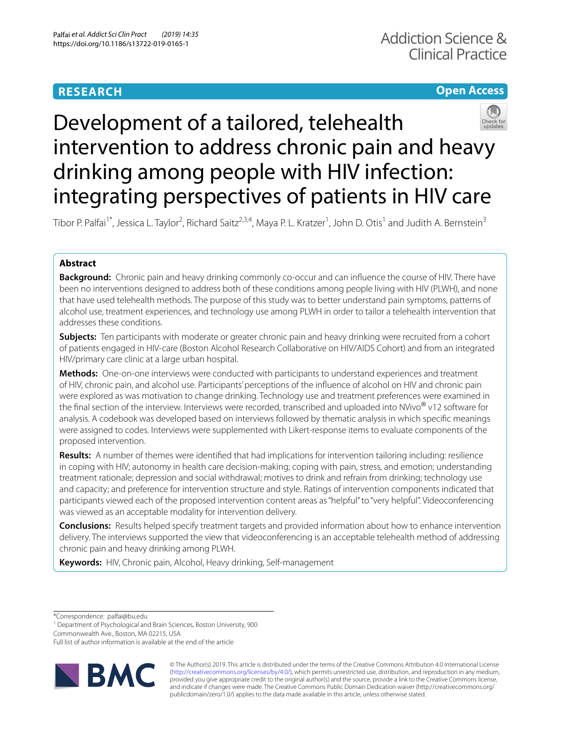RESEARCH

Open Access

# Development of a tailored, telehealth intervention to address chronic pain and heavy drinking among people with HIV infection: integrating perspectives of patients in HIV care

Tibor P. Palfai[1*], Jessica L. Taylor[2], Richard Saitz[2,3,4], Maya P. L. Kratzer[1], John D. Otis[1] and Judith A. Bernstein[3]

## Abstract

**Background:** Chronic pain and heavy drinking commonly co-occur and can influence the course of HIV. There have been no interventions designed to address both of these conditions among people living with HIV (PLWH), and none that have used telehealth methods. The purpose of this study was to better understand pain symptoms, patterns of alcohol use, treatment experiences, and technology use among PLWH in order to tailor a telehealth intervention that addresses these conditions.

**Subjects:** Ten participants with moderate or greater chronic pain and heavy drinking were recruited from a cohort of patients engaged in HIV-care (Boston Alcohol Research Collaborative on HIV/AIDS Cohort) and from an integrated HIV/primary care clinic at a large urban hospital.

**Methods:** One-on-one interviews were conducted with participants to understand experiences and treatment of HIV, chronic pain, and alcohol use. Participants' perceptions of the influence of alcohol on HIV and chronic pain were explored as was motivation to change drinking. Technology use and treatment preferences were examined in the final section of the interview. Interviews were recorded, transcribed and uploaded into NVivo® v12 software for analysis. A codebook was developed based on interviews followed by thematic analysis in which specific meanings were assigned to codes. Interviews were supplemented with Likert-response items to evaluate components of the proposed intervention.

**Results:** A number of themes were identified that had implications for intervention tailoring including: resilience in coping with HIV; autonomy in health care decision-making; coping with pain, stress, and emotion; understanding treatment rationale; depression and social withdrawal; motives to drink and refrain from drinking; technology use and capacity; and preference for intervention structure and style. Ratings of intervention components indicated that participants viewed each of the proposed intervention content areas as "helpful" to "very helpful". Videoconferencing was viewed as an acceptable modality for intervention delivery.

**Conclusions:** Results helped specify treatment targets and provided information about how to enhance intervention delivery. The interviews supported the view that videoconferencing is an acceptable telehealth method of addressing chronic pain and heavy drinking among PLWH.

**Keywords:** HIV, Chronic pain, Alcohol, Heavy drinking, Self-management

*Correspondence: palfai@bu.edu
[1] Department of Psychological and Brain Sciences, Boston University, 900 Commonwealth Ave., Boston, MA 02215, USA
Full list of author information is available at the end of the article

© The Author(s) 2019. This article is distributed under the terms of the Creative Commons Attribution 4.0 International License (http://creativecommons.org/licenses/by/4.0/), which permits unrestricted use, distribution, and reproduction in any medium, provided you give appropriate credit to the original author(s) and the source, provide a link to the Creative Commons license, and indicate if changes were made. The Creative Commons Public Domain Dedication waiver (http://creativecommons.org/publicdomain/zero/1.0/) applies to the data made available in this article, unless otherwise stated.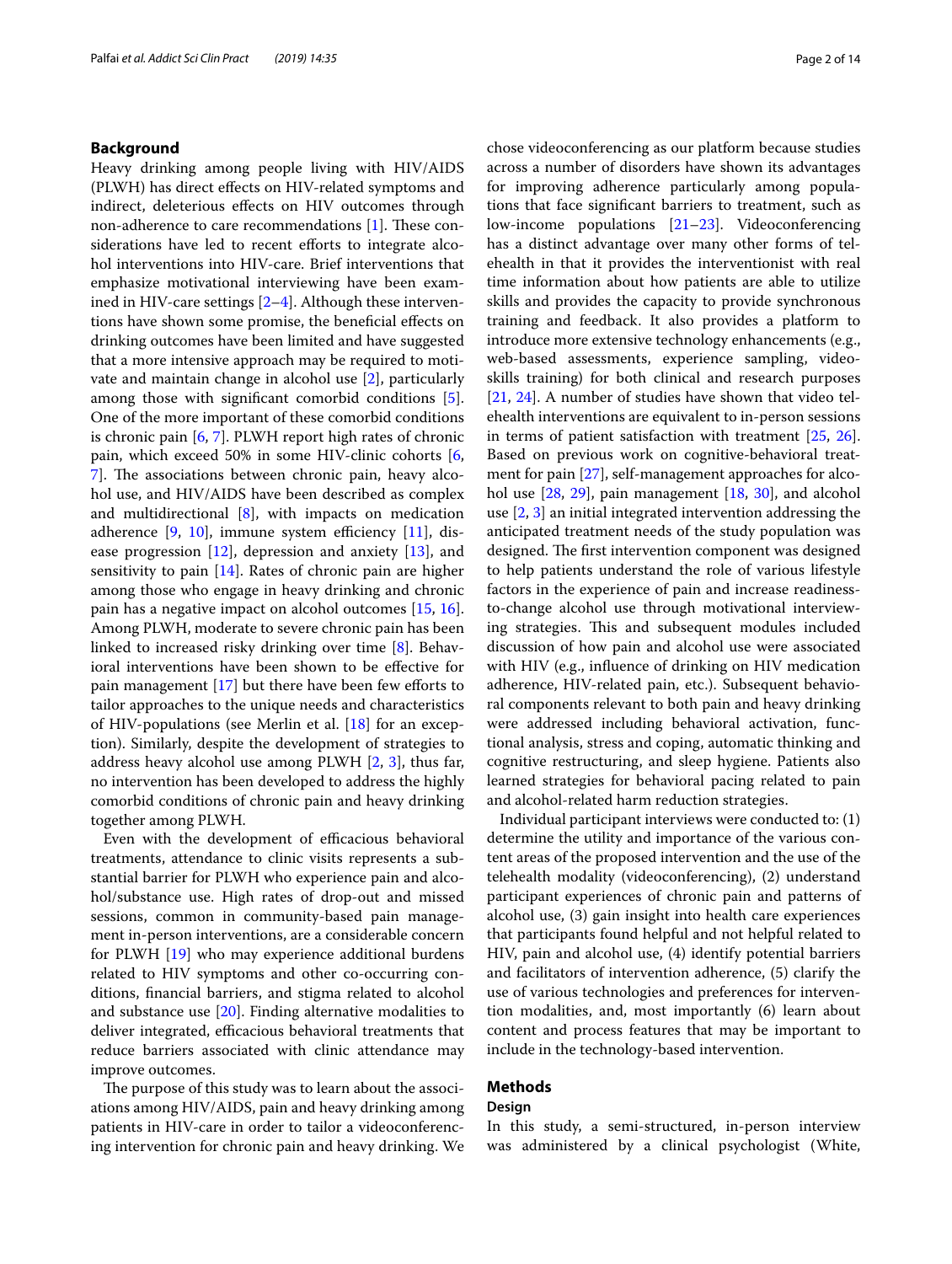## Background

Heavy drinking among people living with HIV/AIDS (PLWH) has direct effects on HIV-related symptoms and indirect, deleterious effects on HIV outcomes through non-adherence to care recommendations [1]. These considerations have led to recent efforts to integrate alcohol interventions into HIV-care. Brief interventions that emphasize motivational interviewing have been examined in HIV-care settings [2–4]. Although these interventions have shown some promise, the beneficial effects on drinking outcomes have been limited and have suggested that a more intensive approach may be required to motivate and maintain change in alcohol use [2], particularly among those with significant comorbid conditions [5]. One of the more important of these comorbid conditions is chronic pain [6, 7]. PLWH report high rates of chronic pain, which exceed 50% in some HIV-clinic cohorts [6, 7]. The associations between chronic pain, heavy alcohol use, and HIV/AIDS have been described as complex and multidirectional [8], with impacts on medication adherence [9, 10], immune system efficiency [11], disease progression [12], depression and anxiety [13], and sensitivity to pain [14]. Rates of chronic pain are higher among those who engage in heavy drinking and chronic pain has a negative impact on alcohol outcomes [15, 16]. Among PLWH, moderate to severe chronic pain has been linked to increased risky drinking over time [8]. Behavioral interventions have been shown to be effective for pain management [17] but there have been few efforts to tailor approaches to the unique needs and characteristics of HIV-populations (see Merlin et al. [18] for an exception). Similarly, despite the development of strategies to address heavy alcohol use among PLWH [2, 3], thus far, no intervention has been developed to address the highly comorbid conditions of chronic pain and heavy drinking together among PLWH.

Even with the development of efficacious behavioral treatments, attendance to clinic visits represents a substantial barrier for PLWH who experience pain and alcohol/substance use. High rates of drop-out and missed sessions, common in community-based pain management in-person interventions, are a considerable concern for PLWH [19] who may experience additional burdens related to HIV symptoms and other co-occurring conditions, financial barriers, and stigma related to alcohol and substance use [20]. Finding alternative modalities to deliver integrated, efficacious behavioral treatments that reduce barriers associated with clinic attendance may improve outcomes.

The purpose of this study was to learn about the associations among HIV/AIDS, pain and heavy drinking among patients in HIV-care in order to tailor a videoconferencing intervention for chronic pain and heavy drinking. We chose videoconferencing as our platform because studies across a number of disorders have shown its advantages for improving adherence particularly among populations that face significant barriers to treatment, such as low-income populations [21–23]. Videoconferencing has a distinct advantage over many other forms of telehealth in that it provides the interventionist with real time information about how patients are able to utilize skills and provides the capacity to provide synchronous training and feedback. It also provides a platform to introduce more extensive technology enhancements (e.g., web-based assessments, experience sampling, video-skills training) for both clinical and research purposes [21, 24]. A number of studies have shown that video telehealth interventions are equivalent to in-person sessions in terms of patient satisfaction with treatment [25, 26]. Based on previous work on cognitive-behavioral treatment for pain [27], self-management approaches for alcohol use [28, 29], pain management [18, 30], and alcohol use [2, 3] an initial integrated intervention addressing the anticipated treatment needs of the study population was designed. The first intervention component was designed to help patients understand the role of various lifestyle factors in the experience of pain and increase readiness-to-change alcohol use through motivational interviewing strategies. This and subsequent modules included discussion of how pain and alcohol use were associated with HIV (e.g., influence of drinking on HIV medication adherence, HIV-related pain, etc.). Subsequent behavioral components relevant to both pain and heavy drinking were addressed including behavioral activation, functional analysis, stress and coping, automatic thinking and cognitive restructuring, and sleep hygiene. Patients also learned strategies for behavioral pacing related to pain and alcohol-related harm reduction strategies.

Individual participant interviews were conducted to: (1) determine the utility and importance of the various content areas of the proposed intervention and the use of the telehealth modality (videoconferencing), (2) understand participant experiences of chronic pain and patterns of alcohol use, (3) gain insight into health care experiences that participants found helpful and not helpful related to HIV, pain and alcohol use, (4) identify potential barriers and facilitators of intervention adherence, (5) clarify the use of various technologies and preferences for intervention modalities, and, most importantly (6) learn about content and process features that may be important to include in the technology-based intervention.

## Methods

### Design

In this study, a semi-structured, in-person interview was administered by a clinical psychologist (White,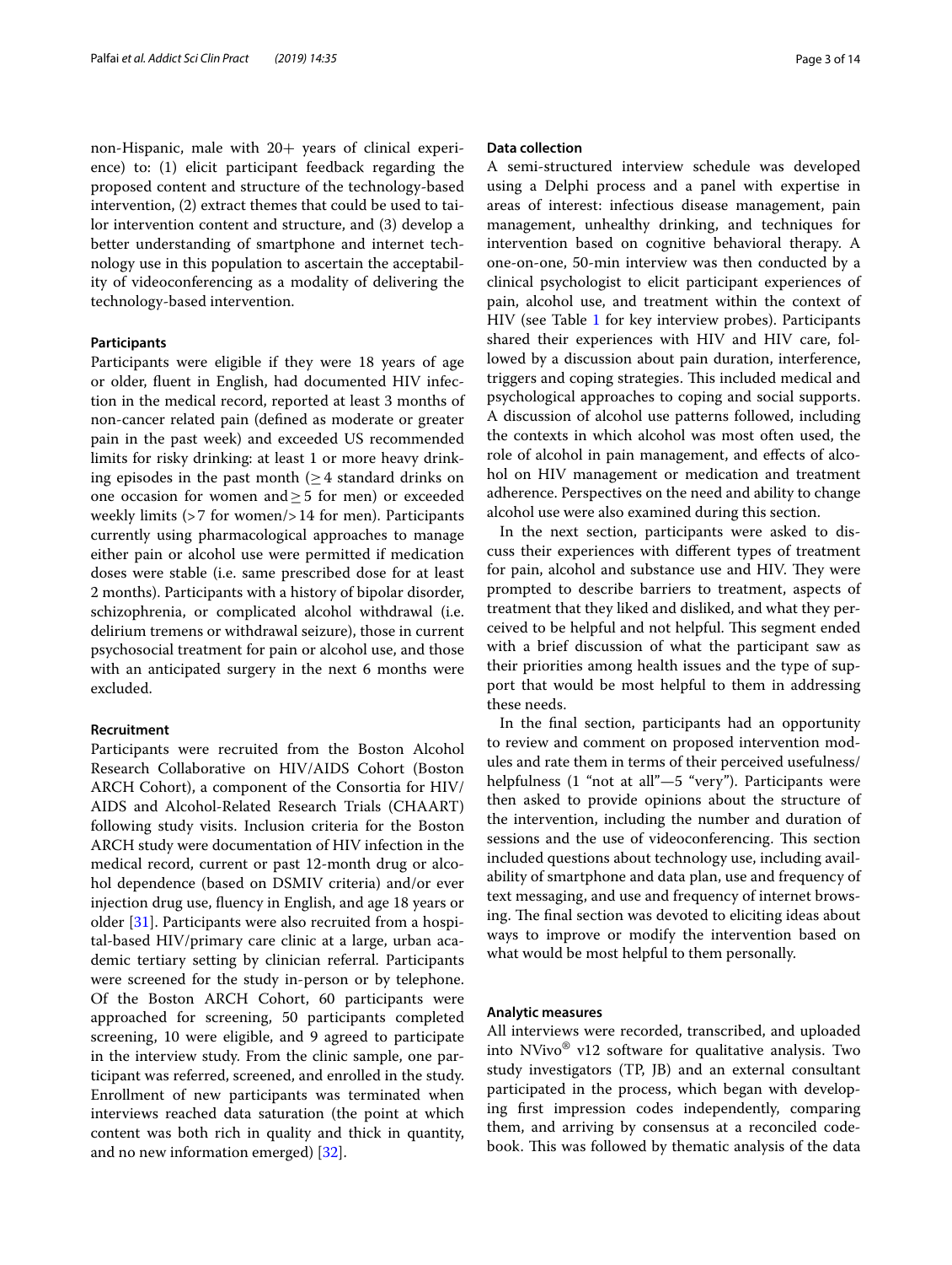non-Hispanic, male with 20+ years of clinical experience) to: (1) elicit participant feedback regarding the proposed content and structure of the technology-based intervention, (2) extract themes that could be used to tailor intervention content and structure, and (3) develop a better understanding of smartphone and internet technology use in this population to ascertain the acceptability of videoconferencing as a modality of delivering the technology-based intervention.

#### Participants

Participants were eligible if they were 18 years of age or older, fluent in English, had documented HIV infection in the medical record, reported at least 3 months of non-cancer related pain (defined as moderate or greater pain in the past week) and exceeded US recommended limits for risky drinking: at least 1 or more heavy drinking episodes in the past month ($\geq 4$ standard drinks on one occasion for women and $\geq 5$ for men) or exceeded weekly limits ($>7$ for women/$>14$ for men). Participants currently using pharmacological approaches to manage either pain or alcohol use were permitted if medication doses were stable (i.e. same prescribed dose for at least 2 months). Participants with a history of bipolar disorder, schizophrenia, or complicated alcohol withdrawal (i.e. delirium tremens or withdrawal seizure), those in current psychosocial treatment for pain or alcohol use, and those with an anticipated surgery in the next 6 months were excluded.

#### Recruitment

Participants were recruited from the Boston Alcohol Research Collaborative on HIV/AIDS Cohort (Boston ARCH Cohort), a component of the Consortia for HIV/AIDS and Alcohol-Related Research Trials (CHAART) following study visits. Inclusion criteria for the Boston ARCH study were documentation of HIV infection in the medical record, current or past 12-month drug or alcohol dependence (based on DSMIV criteria) and/or ever injection drug use, fluency in English, and age 18 years or older [31]. Participants were also recruited from a hospital-based HIV/primary care clinic at a large, urban academic tertiary setting by clinician referral. Participants were screened for the study in-person or by telephone. Of the Boston ARCH Cohort, 60 participants were approached for screening, 50 participants completed screening, 10 were eligible, and 9 agreed to participate in the interview study. From the clinic sample, one participant was referred, screened, and enrolled in the study. Enrollment of new participants was terminated when interviews reached data saturation (the point at which content was both rich in quality and thick in quantity, and no new information emerged) [32].

#### Data collection

A semi-structured interview schedule was developed using a Delphi process and a panel with expertise in areas of interest: infectious disease management, pain management, unhealthy drinking, and techniques for intervention based on cognitive behavioral therapy. A one-on-one, 50-min interview was then conducted by a clinical psychologist to elicit participant experiences of pain, alcohol use, and treatment within the context of HIV (see Table 1 for key interview probes). Participants shared their experiences with HIV and HIV care, followed by a discussion about pain duration, interference, triggers and coping strategies. This included medical and psychological approaches to coping and social supports. A discussion of alcohol use patterns followed, including the contexts in which alcohol was most often used, the role of alcohol in pain management, and effects of alcohol on HIV management or medication and treatment adherence. Perspectives on the need and ability to change alcohol use were also examined during this section.

In the next section, participants were asked to discuss their experiences with different types of treatment for pain, alcohol and substance use and HIV. They were prompted to describe barriers to treatment, aspects of treatment that they liked and disliked, and what they perceived to be helpful and not helpful. This segment ended with a brief discussion of what the participant saw as their priorities among health issues and the type of support that would be most helpful to them in addressing these needs.

In the final section, participants had an opportunity to review and comment on proposed intervention modules and rate them in terms of their perceived usefulness/helpfulness (1 "not at all"—5 "very"). Participants were then asked to provide opinions about the structure of the intervention, including the number and duration of sessions and the use of videoconferencing. This section included questions about technology use, including availability of smartphone and data plan, use and frequency of text messaging, and use and frequency of internet browsing. The final section was devoted to eliciting ideas about ways to improve or modify the intervention based on what would be most helpful to them personally.

#### Analytic measures

All interviews were recorded, transcribed, and uploaded into NVivo® v12 software for qualitative analysis. Two study investigators (TP, JB) and an external consultant participated in the process, which began with developing first impression codes independently, comparing them, and arriving by consensus at a reconciled codebook. This was followed by thematic analysis of the data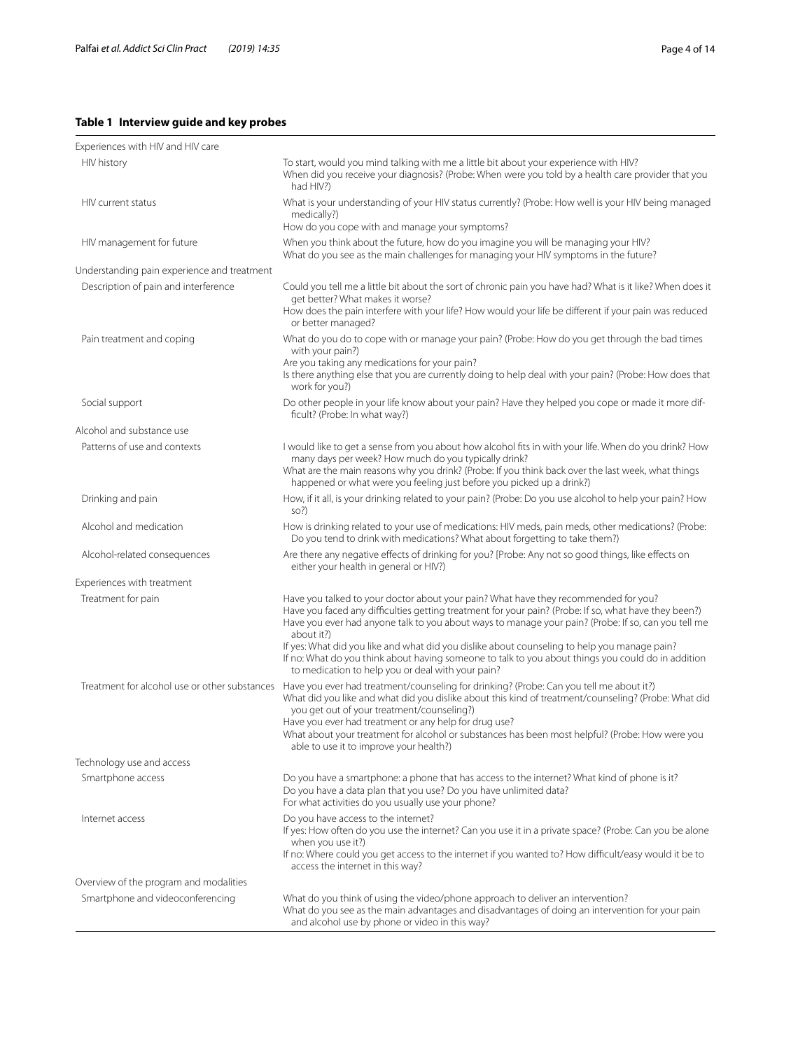**Table 1 Interview guide and key probes**

| | |
|---|---|
| Experiences with HIV and HIV care | |
| HIV history | To start, would you mind talking with me a little bit about your experience with HIV?<br>When did you receive your diagnosis? (Probe: When were you told by a health care provider that you had HIV?) |
| HIV current status | What is your understanding of your HIV status currently? (Probe: How well is your HIV being managed medically?)<br>How do you cope with and manage your symptoms? |
| HIV management for future | When you think about the future, how do you imagine you will be managing your HIV?<br>What do you see as the main challenges for managing your HIV symptoms in the future? |
| Understanding pain experience and treatment | |
| Description of pain and interference | Could you tell me a little bit about the sort of chronic pain you have had? What is it like? When does it get better? What makes it worse?<br>How does the pain interfere with your life? How would your life be different if your pain was reduced or better managed? |
| Pain treatment and coping | What do you do to cope with or manage your pain? (Probe: How do you get through the bad times with your pain?)<br>Are you taking any medications for your pain?<br>Is there anything else that you are currently doing to help deal with your pain? (Probe: How does that work for you?) |
| Social support | Do other people in your life know about your pain? Have they helped you cope or made it more difficult? (Probe: In what way?) |
| Alcohol and substance use | |
| Patterns of use and contexts | I would like to get a sense from you about how alcohol fits in with your life. When do you drink? How many days per week? How much do you typically drink?<br>What are the main reasons why you drink? (Probe: If you think back over the last week, what things happened or what were you feeling just before you picked up a drink?) |
| Drinking and pain | How, if it all, is your drinking related to your pain? (Probe: Do you use alcohol to help your pain? How so?) |
| Alcohol and medication | How is drinking related to your use of medications: HIV meds, pain meds, other medications? (Probe: Do you tend to drink with medications? What about forgetting to take them?) |
| Alcohol-related consequences | Are there any negative effects of drinking for you? [Probe: Any not so good things, like effects on either your health in general or HIV?) |
| Experiences with treatment | |
| Treatment for pain | Have you talked to your doctor about your pain? What have they recommended for you?<br>Have you faced any difficulties getting treatment for your pain? (Probe: If so, what have they been?)<br>Have you ever had anyone talk to you about ways to manage your pain? (Probe: If so, can you tell me about it?)<br>If yes: What did you like and what did you dislike about counseling to help you manage pain?<br>If no: What do you think about having someone to talk to you about things you could do in addition to medication to help you or deal with your pain? |
| Treatment for alcohol use or other substances | Have you ever had treatment/counseling for drinking? (Probe: Can you tell me about it?)<br>What did you like and what did you dislike about this kind of treatment/counseling? (Probe: What did you get out of your treatment/counseling?)<br>Have you ever had treatment or any help for drug use?<br>What about your treatment for alcohol or substances has been most helpful? (Probe: How were you able to use it to improve your health?) |
| Technology use and access | |
| Smartphone access | Do you have a smartphone: a phone that has access to the internet? What kind of phone is it?<br>Do you have a data plan that you use? Do you have unlimited data?<br>For what activities do you usually use your phone? |
| Internet access | Do you have access to the internet?<br>If yes: How often do you use the internet? Can you use it in a private space? (Probe: Can you be alone when you use it?)<br>If no: Where could you get access to the internet if you wanted to? How difficult/easy would it be to access the internet in this way? |
| Overview of the program and modalities | |
| Smartphone and videoconferencing | What do you think of using the video/phone approach to deliver an intervention?<br>What do you see as the main advantages and disadvantages of doing an intervention for your pain and alcohol use by phone or video in this way? |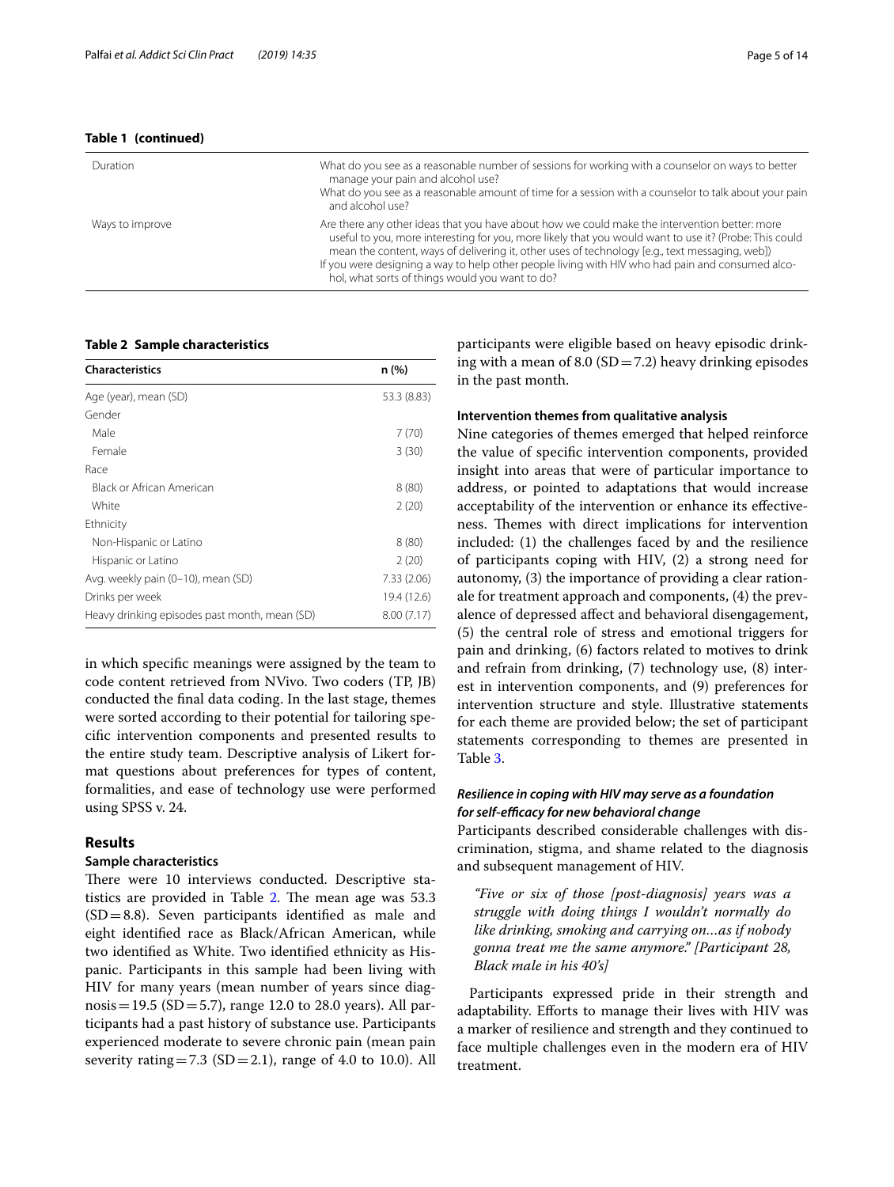**Table 1 (continued)**

| | |
|---|---|
| Duration | What do you see as a reasonable number of sessions for working with a counselor on ways to better manage your pain and alcohol use?<br>What do you see as a reasonable amount of time for a session with a counselor to talk about your pain and alcohol use? |
| Ways to improve | Are there any other ideas that you have about how we could make the intervention better: more useful to you, more interesting for you, more likely that you would want to use it? (Probe: This could mean the content, ways of delivering it, other uses of technology [e.g., text messaging, web])<br>If you were designing a way to help other people living with HIV who had pain and consumed alcohol, what sorts of things would you want to do? |

**Table 2 Sample characteristics**

| Characteristics | n (%) |
|---|---|
| Age (year), mean (SD) | 53.3 (8.83) |
| Gender | |
| Male | 7 (70) |
| Female | 3 (30) |
| Race | |
| Black or African American | 8 (80) |
| White | 2 (20) |
| Ethnicity | |
| Non-Hispanic or Latino | 8 (80) |
| Hispanic or Latino | 2 (20) |
| Avg. weekly pain (0–10), mean (SD) | 7.33 (2.06) |
| Drinks per week | 19.4 (12.6) |
| Heavy drinking episodes past month, mean (SD) | 8.00 (7.17) |

in which specific meanings were assigned by the team to code content retrieved from NVivo. Two coders (TP, JB) conducted the final data coding. In the last stage, themes were sorted according to their potential for tailoring specific intervention components and presented results to the entire study team. Descriptive analysis of Likert format questions about preferences for types of content, formalities, and ease of technology use were performed using SPSS v. 24.

## Results

### Sample characteristics

There were 10 interviews conducted. Descriptive statistics are provided in Table 2. The mean age was 53.3 (SD = 8.8). Seven participants identified as male and eight identified race as Black/African American, while two identified as White. Two identified ethnicity as Hispanic. Participants in this sample had been living with HIV for many years (mean number of years since diagnosis = 19.5 (SD = 5.7), range 12.0 to 28.0 years). All participants had a past history of substance use. Participants experienced moderate to severe chronic pain (mean pain severity rating = 7.3 (SD = 2.1), range of 4.0 to 10.0). All participants were eligible based on heavy episodic drinking with a mean of 8.0 (SD = 7.2) heavy drinking episodes in the past month.

### Intervention themes from qualitative analysis

Nine categories of themes emerged that helped reinforce the value of specific intervention components, provided insight into areas that were of particular importance to address, or pointed to adaptations that would increase acceptability of the intervention or enhance its effectiveness. Themes with direct implications for intervention included: (1) the challenges faced by and the resilience of participants coping with HIV, (2) a strong need for autonomy, (3) the importance of providing a clear rationale for treatment approach and components, (4) the prevalence of depressed affect and behavioral disengagement, (5) the central role of stress and emotional triggers for pain and drinking, (6) factors related to motives to drink and refrain from drinking, (7) technology use, (8) interest in intervention components, and (9) preferences for intervention structure and style. Illustrative statements for each theme are provided below; the set of participant statements corresponding to themes are presented in Table 3.

#### *Resilience in coping with HIV may serve as a foundation for self-efficacy for new behavioral change*

Participants described considerable challenges with discrimination, stigma, and shame related to the diagnosis and subsequent management of HIV.

> *"Five or six of those [post-diagnosis] years was a struggle with doing things I wouldn't normally do like drinking, smoking and carrying on…as if nobody gonna treat me the same anymore." [Participant 28, Black male in his 40's]*

Participants expressed pride in their strength and adaptability. Efforts to manage their lives with HIV was a marker of resilience and strength and they continued to face multiple challenges even in the modern era of HIV treatment.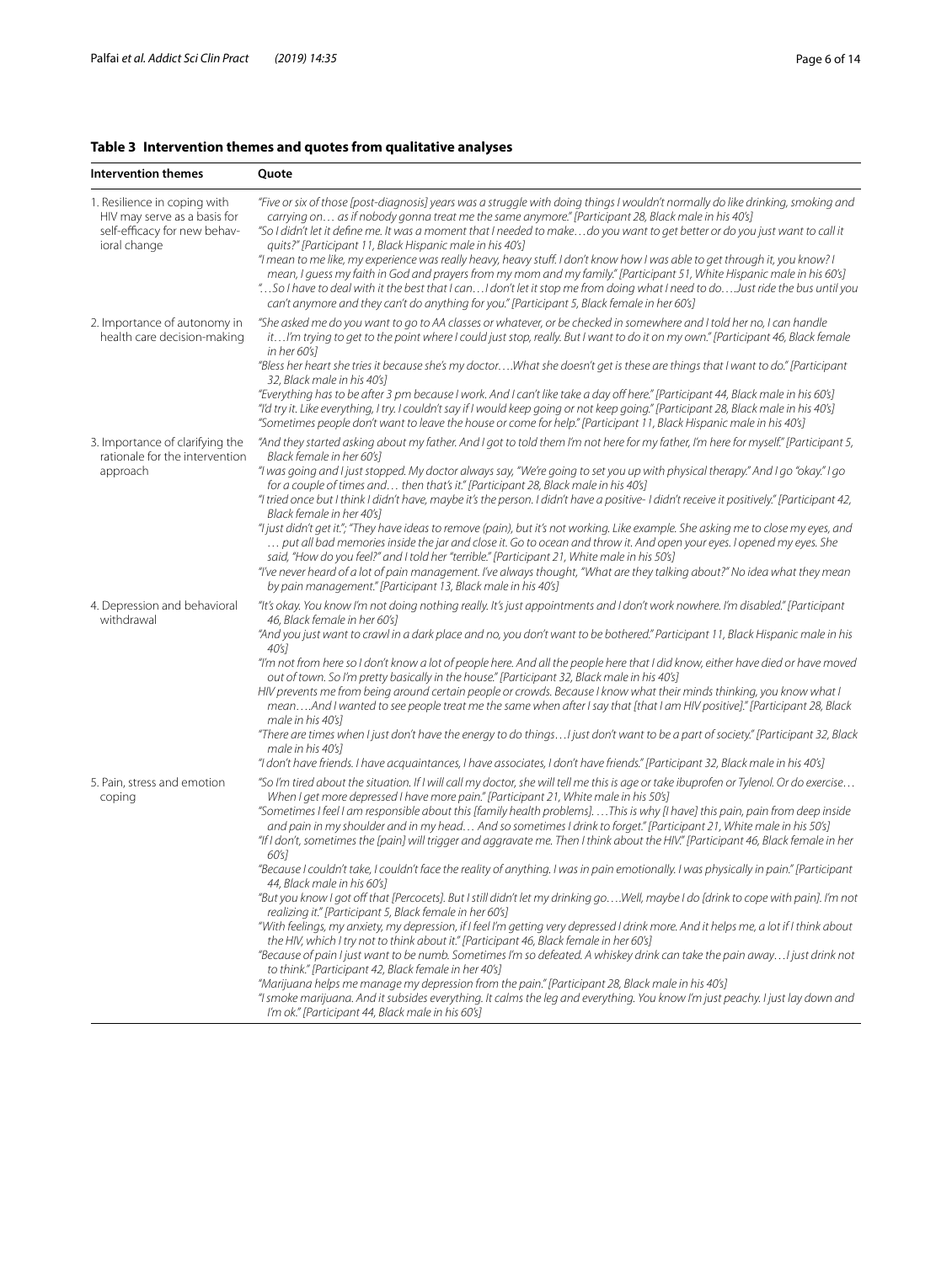**Table 3 Intervention themes and quotes from qualitative analyses**

| Intervention themes | Quote |
|---|---|
| 1. Resilience in coping with HIV may serve as a basis for self-efficacy for new behavioral change | *"Five or six of those [post-diagnosis] years was a struggle with doing things I wouldn't normally do like drinking, smoking and carrying on… as if nobody gonna treat me the same anymore." [Participant 28, Black male in his 40's]*<br>*"So I didn't let it define me. It was a moment that I needed to make…do you want to get better or do you just want to call it quits?" [Participant 11, Black Hispanic male in his 40's]*<br>*"I mean to me like, my experience was really heavy, heavy stuff. I don't know how I was able to get through it, you know? I mean, I guess my faith in God and prayers from my mom and my family." [Participant 51, White Hispanic male in his 60's]*<br>*"…So I have to deal with it the best that I can…I don't let it stop me from doing what I need to do….Just ride the bus until you can't anymore and they can't do anything for you." [Participant 5, Black female in her 60's]* |
| 2. Importance of autonomy in health care decision-making | *"She asked me do you want to go to AA classes or whatever, or be checked in somewhere and I told her no, I can handle it…I'm trying to get to the point where I could just stop, really. But I want to do it on my own." [Participant 46, Black female in her 60's]*<br>*"Bless her heart she tries it because she's my doctor….What she doesn't get is these are things that I want to do." [Participant 32, Black male in his 40's]*<br>*"Everything has to be after 3 pm because I work. And I can't like take a day off here." [Participant 44, Black male in his 60's]*<br>*"I'd try it. Like everything, I try. I couldn't say if I would keep going or not keep going." [Participant 28, Black male in his 40's]*<br>*"Sometimes people don't want to leave the house or come for help." [Participant 11, Black Hispanic male in his 40's]* |
| 3. Importance of clarifying the rationale for the intervention approach | *"And they started asking about my father. And I got to told them I'm not here for my father, I'm here for myself." [Participant 5, Black female in her 60's]*<br>*"I was going and I just stopped. My doctor always say, "We're going to set you up with physical therapy." And I go "okay." I go for a couple of times and… then that's it." [Participant 28, Black male in his 40's]*<br>*"I tried once but I think I didn't have, maybe it's the person. I didn't have a positive- I didn't receive it positively." [Participant 42, Black female in her 40's]*<br>*"I just didn't get it."; "They have ideas to remove (pain), but it's not working. Like example. She asking me to close my eyes, and … put all bad memories inside the jar and close it. Go to ocean and throw it. And open your eyes. I opened my eyes. She said, "How do you feel?" and I told her "terrible." [Participant 21, White male in his 50's]*<br>*"I've never heard of a lot of pain management. I've always thought, "What are they talking about?" No idea what they mean by pain management." [Participant 13, Black male in his 40's]* |
| 4. Depression and behavioral withdrawal | *"It's okay. You know I'm not doing nothing really. It's just appointments and I don't work nowhere. I'm disabled." [Participant 46, Black female in her 60's]*<br>*"And you just want to crawl in a dark place and no, you don't want to be bothered." Participant 11, Black Hispanic male in his 40's]*<br>*"I'm not from here so I don't know a lot of people here. And all the people here that I did know, either have died or have moved out of town. So I'm pretty basically in the house." [Participant 32, Black male in his 40's]*<br>*HIV prevents me from being around certain people or crowds. Because I know what their minds thinking, you know what I mean….And I wanted to see people treat me the same when after I say that [that I am HIV positive]." [Participant 28, Black male in his 40's]*<br>*"There are times when I just don't have the energy to do things…I just don't want to be a part of society." [Participant 32, Black male in his 40's]*<br>*"I don't have friends. I have acquaintances, I have associates, I don't have friends." [Participant 32, Black male in his 40's]* |
| 5. Pain, stress and emotion coping | *"So I'm tired about the situation. If I will call my doctor, she will tell me this is age or take ibuprofen or Tylenol. Or do exercise… When I get more depressed I have more pain." [Participant 21, White male in his 50's]*<br>*"Sometimes I feel I am responsible about this [family health problems]. …This is why [I have] this pain, pain from deep inside and pain in my shoulder and in my head… And so sometimes I drink to forget." [Participant 21, White male in his 50's]*<br>*"If I don't, sometimes the [pain] will trigger and aggravate me. Then I think about the HIV." [Participant 46, Black female in her 60's]*<br>*"Because I couldn't take, I couldn't face the reality of anything. I was in pain emotionally. I was physically in pain." [Participant 44, Black male in his 60's]*<br>*"But you know I got off that [Percocets]. But I still didn't let my drinking go….Well, maybe I do [drink to cope with pain]. I'm not realizing it." [Participant 5, Black female in her 60's]*<br>*"With feelings, my anxiety, my depression, if I feel I'm getting very depressed I drink more. And it helps me, a lot if I think about the HIV, which I try not to think about it." [Participant 46, Black female in her 60's]*<br>*"Because of pain I just want to be numb. Sometimes I'm so defeated. A whiskey drink can take the pain away…I just drink not to think." [Participant 42, Black female in her 40's]*<br>*"Marijuana helps me manage my depression from the pain." [Participant 28, Black male in his 40's]*<br>*"I smoke marijuana. And it subsides everything. It calms the leg and everything. You know I'm just peachy. I just lay down and I'm ok." [Participant 44, Black male in his 60's]* |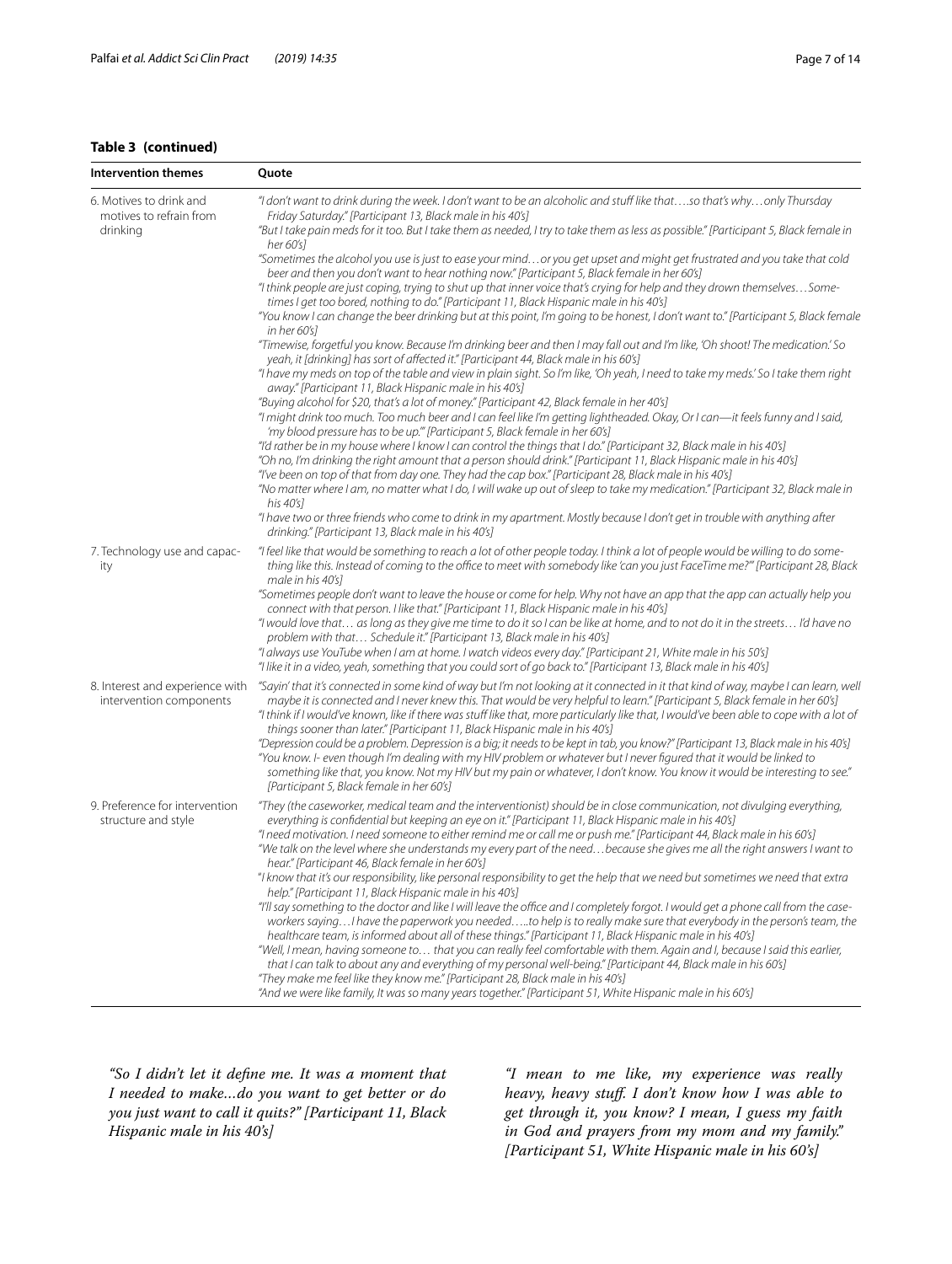**Table 3 (continued)**

| Intervention themes | Quote |
|---|---|
| 6. Motives to drink and motives to refrain from drinking | *"I don't want to drink during the week. I don't want to be an alcoholic and stuff like that….so that's why…only Thursday Friday Saturday." [Participant 13, Black male in his 40's]*<br>*"But I take pain meds for it too. But I take them as needed, I try to take them as less as possible." [Participant 5, Black female in her 60's]*<br>*"Sometimes the alcohol you use is just to ease your mind…or you get upset and might get frustrated and you take that cold beer and then you don't want to hear nothing now." [Participant 5, Black female in her 60's]*<br>*"I think people are just coping, trying to shut up that inner voice that's crying for help and they drown themselves…Sometimes I get too bored, nothing to do." [Participant 11, Black Hispanic male in his 40's]*<br>*"You know I can change the beer drinking but at this point, I'm going to be honest, I don't want to." [Participant 5, Black female in her 60's]*<br>*"Timewise, forgetful you know. Because I'm drinking beer and then I may fall out and I'm like, 'Oh shoot! The medication.' So yeah, it [drinking] has sort of affected it." [Participant 44, Black male in his 60's]*<br>*"I have my meds on top of the table and view in plain sight. So I'm like, 'Oh yeah, I need to take my meds.' So I take them right away." [Participant 11, Black Hispanic male in his 40's]*<br>*"Buying alcohol for $20, that's a lot of money." [Participant 42, Black female in her 40's]*<br>*"I might drink too much. Too much beer and I can feel like I'm getting lightheaded. Okay, Or I can—it feels funny and I said, 'my blood pressure has to be up.'" [Participant 5, Black female in her 60's]*<br>*"I'd rather be in my house where I know I can control the things that I do." [Participant 32, Black male in his 40's]*<br>*"Oh no, I'm drinking the right amount that a person should drink." [Participant 11, Black Hispanic male in his 40's]*<br>*"I've been on top of that from day one. They had the cap box." [Participant 28, Black male in his 40's]*<br>*"No matter where I am, no matter what I do, I will wake up out of sleep to take my medication." [Participant 32, Black male in his 40's]*<br>*"I have two or three friends who come to drink in my apartment. Mostly because I don't get in trouble with anything after drinking." [Participant 13, Black male in his 40's]* |
| 7. Technology use and capacity | *"I feel like that would be something to reach a lot of other people today. I think a lot of people would be willing to do something like this. Instead of coming to the office to meet with somebody like 'can you just FaceTime me?'" [Participant 28, Black male in his 40's]*<br>*"Sometimes people don't want to leave the house or come for help. Why not have an app that the app can actually help you connect with that person. I like that." [Participant 11, Black Hispanic male in his 40's]*<br>*"I would love that… as long as they give me time to do it so I can be like at home, and to not do it in the streets… I'd have no problem with that… Schedule it." [Participant 13, Black male in his 40's]*<br>*"I always use YouTube when I am at home. I watch videos every day." [Participant 21, White male in his 50's]*<br>*"I like it in a video, yeah, something that you could sort of go back to." [Participant 13, Black male in his 40's]* |
| 8. Interest and experience with intervention components | *"Sayin' that it's connected in some kind of way but I'm not looking at it connected in it that kind of way, maybe I can learn, well maybe it is connected and I never knew this. That would be very helpful to learn." [Participant 5, Black female in her 60's]*<br>*"I think if I would've known, like if there was stuff like that, more particularly like that, I would've been able to cope with a lot of things sooner than later." [Participant 11, Black Hispanic male in his 40's]*<br>*"Depression could be a problem. Depression is a big; it needs to be kept in tab, you know?" [Participant 13, Black male in his 40's]*<br>*"You know. I- even though I'm dealing with my HIV problem or whatever but I never figured that it would be linked to something like that, you know. Not my HIV but my pain or whatever, I don't know. You know it would be interesting to see." [Participant 5, Black female in her 60's]* |
| 9. Preference for intervention structure and style | *"They (the caseworker, medical team and the interventionist) should be in close communication, not divulging everything, everything is confidential but keeping an eye on it." [Participant 11, Black Hispanic male in his 40's]*<br>*"I need motivation. I need someone to either remind me or call me or push me." [Participant 44, Black male in his 60's]*<br>*"We talk on the level where she understands my every part of the need…because she gives me all the right answers I want to hear." [Participant 46, Black female in her 60's]*<br>*"I know that it's our responsibility, like personal responsibility to get the help that we need but sometimes we need that extra help." [Participant 11, Black Hispanic male in his 40's]*<br>*"I'll say something to the doctor and like I will leave the office and I completely forgot. I would get a phone call from the caseworkers saying…I have the paperwork you needed…..to help is to really make sure that everybody in the person's team, the healthcare team, is informed about all of these things." [Participant 11, Black Hispanic male in his 40's]*<br>*"Well, I mean, having someone to… that you can really feel comfortable with them. Again and I, because I said this earlier, that I can talk to about any and everything of my personal well-being." [Participant 44, Black male in his 60's]*<br>*"They make me feel like they know me." [Participant 28, Black male in his 40's]*<br>*"And we were like family, It was so many years together." [Participant 51, White Hispanic male in his 60's]* |

*"So I didn't let it define me. It was a moment that I needed to make…do you want to get better or do you just want to call it quits?" [Participant 11, Black Hispanic male in his 40's]*

*"I mean to me like, my experience was really heavy, heavy stuff. I don't know how I was able to get through it, you know? I mean, I guess my faith in God and prayers from my mom and my family." [Participant 51, White Hispanic male in his 60's]*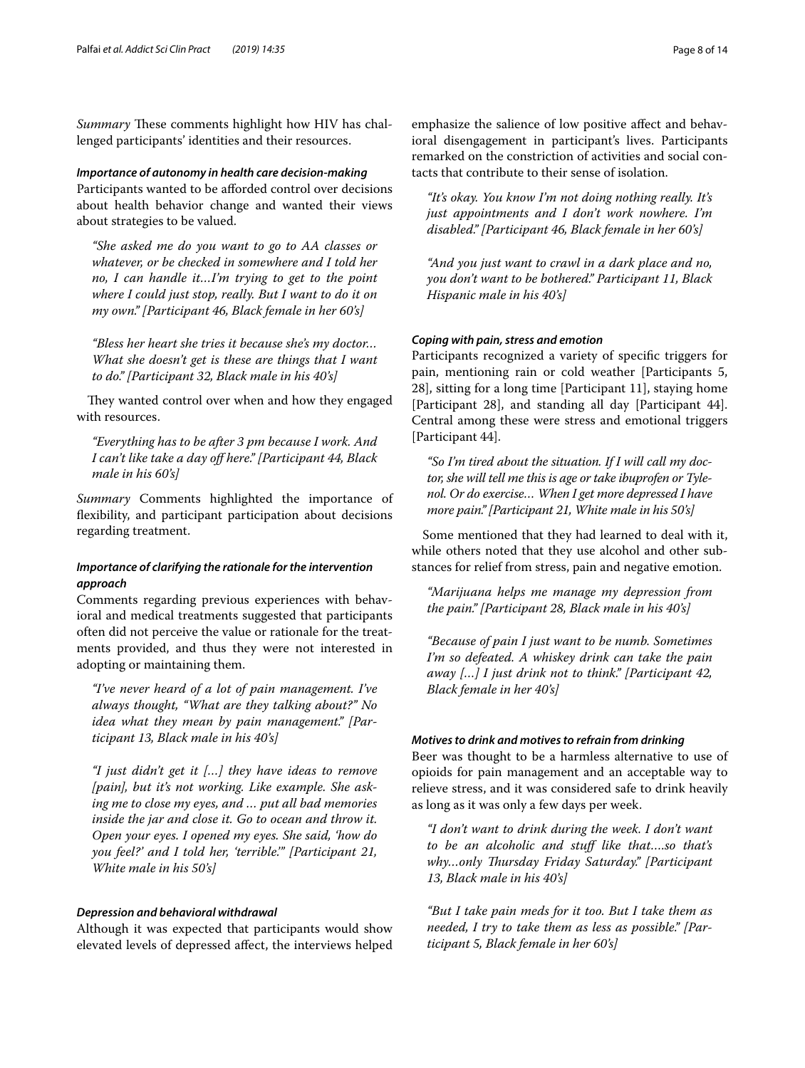*Summary* These comments highlight how HIV has challenged participants' identities and their resources.

### *Importance of autonomy in health care decision-making*

Participants wanted to be afforded control over decisions about health behavior change and wanted their views about strategies to be valued.

> *"She asked me do you want to go to AA classes or whatever, or be checked in somewhere and I told her no, I can handle it…I'm trying to get to the point where I could just stop, really. But I want to do it on my own." [Participant 46, Black female in her 60's]*

> *"Bless her heart she tries it because she's my doctor… What she doesn't get is these are things that I want to do." [Participant 32, Black male in his 40's]*

They wanted control over when and how they engaged with resources.

> *"Everything has to be after 3 pm because I work. And I can't like take a day off here." [Participant 44, Black male in his 60's]*

*Summary* Comments highlighted the importance of flexibility, and participant participation about decisions regarding treatment.

### *Importance of clarifying the rationale for the intervention approach*

Comments regarding previous experiences with behavioral and medical treatments suggested that participants often did not perceive the value or rationale for the treatments provided, and thus they were not interested in adopting or maintaining them.

> *"I've never heard of a lot of pain management. I've always thought, "What are they talking about?" No idea what they mean by pain management." [Participant 13, Black male in his 40's]*

> *"I just didn't get it […] they have ideas to remove [pain], but it's not working. Like example. She asking me to close my eyes, and … put all bad memories inside the jar and close it. Go to ocean and throw it. Open your eyes. I opened my eyes. She said, 'how do you feel?' and I told her, 'terrible.'" [Participant 21, White male in his 50's]*

### *Depression and behavioral withdrawal*

Although it was expected that participants would show elevated levels of depressed affect, the interviews helped emphasize the salience of low positive affect and behavioral disengagement in participant's lives. Participants remarked on the constriction of activities and social contacts that contribute to their sense of isolation.

> *"It's okay. You know I'm not doing nothing really. It's just appointments and I don't work nowhere. I'm disabled." [Participant 46, Black female in her 60's]*

> *"And you just want to crawl in a dark place and no, you don't want to be bothered." Participant 11, Black Hispanic male in his 40's]*

### *Coping with pain, stress and emotion*

Participants recognized a variety of specific triggers for pain, mentioning rain or cold weather [Participants 5, 28], sitting for a long time [Participant 11], staying home [Participant 28], and standing all day [Participant 44]. Central among these were stress and emotional triggers [Participant 44].

> *"So I'm tired about the situation. If I will call my doctor, she will tell me this is age or take ibuprofen or Tylenol. Or do exercise… When I get more depressed I have more pain." [Participant 21, White male in his 50's]*

Some mentioned that they had learned to deal with it, while others noted that they use alcohol and other substances for relief from stress, pain and negative emotion.

> *"Marijuana helps me manage my depression from the pain." [Participant 28, Black male in his 40's]*

> *"Because of pain I just want to be numb. Sometimes I'm so defeated. A whiskey drink can take the pain away […] I just drink not to think." [Participant 42, Black female in her 40's]*

### *Motives to drink and motives to refrain from drinking*

Beer was thought to be a harmless alternative to use of opioids for pain management and an acceptable way to relieve stress, and it was considered safe to drink heavily as long as it was only a few days per week.

> *"I don't want to drink during the week. I don't want to be an alcoholic and stuff like that….so that's why…only Thursday Friday Saturday." [Participant 13, Black male in his 40's]*

> *"But I take pain meds for it too. But I take them as needed, I try to take them as less as possible." [Participant 5, Black female in her 60's]*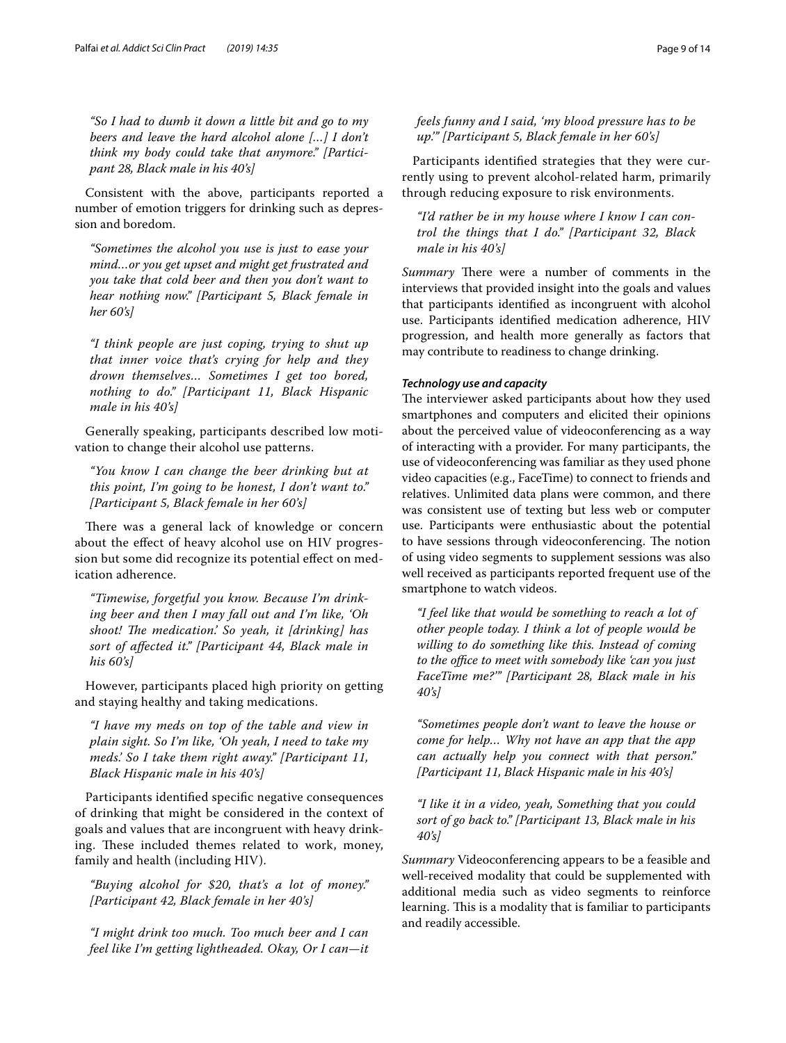*"So I had to dumb it down a little bit and go to my beers and leave the hard alcohol alone […] I don't think my body could take that anymore." [Participant 28, Black male in his 40's]*

Consistent with the above, participants reported a number of emotion triggers for drinking such as depression and boredom.

*"Sometimes the alcohol you use is just to ease your mind…or you get upset and might get frustrated and you take that cold beer and then you don't want to hear nothing now." [Participant 5, Black female in her 60's]*

*"I think people are just coping, trying to shut up that inner voice that's crying for help and they drown themselves… Sometimes I get too bored, nothing to do." [Participant 11, Black Hispanic male in his 40's]*

Generally speaking, participants described low motivation to change their alcohol use patterns.

*"You know I can change the beer drinking but at this point, I'm going to be honest, I don't want to." [Participant 5, Black female in her 60's]*

There was a general lack of knowledge or concern about the effect of heavy alcohol use on HIV progression but some did recognize its potential effect on medication adherence.

*"Timewise, forgetful you know. Because I'm drinking beer and then I may fall out and I'm like, 'Oh shoot! The medication.' So yeah, it [drinking] has sort of affected it." [Participant 44, Black male in his 60's]*

However, participants placed high priority on getting and staying healthy and taking medications.

*"I have my meds on top of the table and view in plain sight. So I'm like, 'Oh yeah, I need to take my meds.' So I take them right away." [Participant 11, Black Hispanic male in his 40's]*

Participants identified specific negative consequences of drinking that might be considered in the context of goals and values that are incongruent with heavy drinking. These included themes related to work, money, family and health (including HIV).

*"Buying alcohol for $20, that's a lot of money." [Participant 42, Black female in her 40's]*

*"I might drink too much. Too much beer and I can feel like I'm getting lightheaded. Okay, Or I can—it feels funny and I said, 'my blood pressure has to be up.'" [Participant 5, Black female in her 60's]*

Participants identified strategies that they were currently using to prevent alcohol-related harm, primarily through reducing exposure to risk environments.

*"I'd rather be in my house where I know I can control the things that I do." [Participant 32, Black male in his 40's]*

*Summary* There were a number of comments in the interviews that provided insight into the goals and values that participants identified as incongruent with alcohol use. Participants identified medication adherence, HIV progression, and health more generally as factors that may contribute to readiness to change drinking.

#### *Technology use and capacity*

The interviewer asked participants about how they used smartphones and computers and elicited their opinions about the perceived value of videoconferencing as a way of interacting with a provider. For many participants, the use of videoconferencing was familiar as they used phone video capacities (e.g., FaceTime) to connect to friends and relatives. Unlimited data plans were common, and there was consistent use of texting but less web or computer use. Participants were enthusiastic about the potential to have sessions through videoconferencing. The notion of using video segments to supplement sessions was also well received as participants reported frequent use of the smartphone to watch videos.

*"I feel like that would be something to reach a lot of other people today. I think a lot of people would be willing to do something like this. Instead of coming to the office to meet with somebody like 'can you just FaceTime me?'" [Participant 28, Black male in his 40's]*

*"Sometimes people don't want to leave the house or come for help… Why not have an app that the app can actually help you connect with that person." [Participant 11, Black Hispanic male in his 40's]*

*"I like it in a video, yeah, Something that you could sort of go back to." [Participant 13, Black male in his 40's]*

*Summary* Videoconferencing appears to be a feasible and well-received modality that could be supplemented with additional media such as video segments to reinforce learning. This is a modality that is familiar to participants and readily accessible.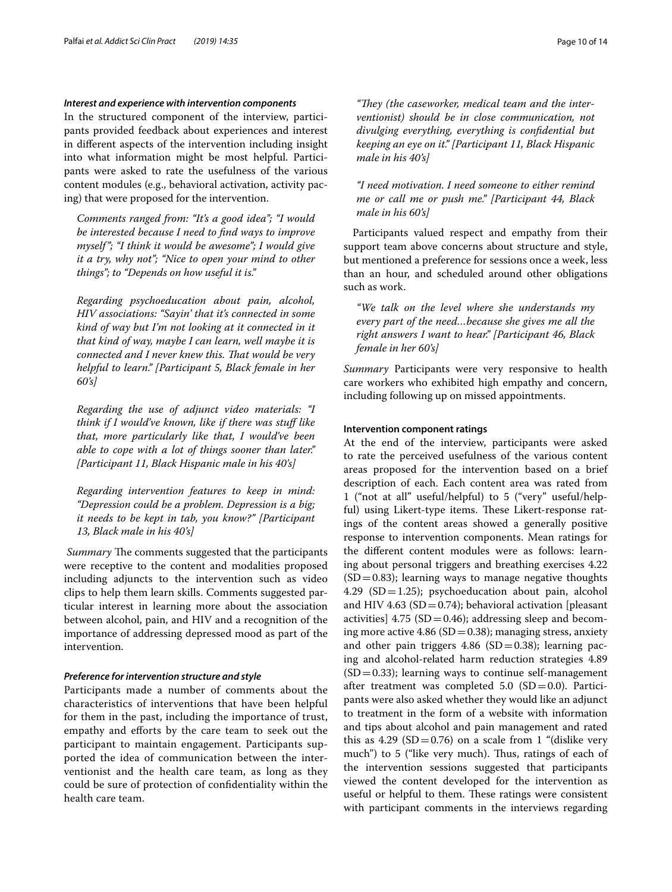#### *Interest and experience with intervention components*

In the structured component of the interview, participants provided feedback about experiences and interest in different aspects of the intervention including insight into what information might be most helpful. Participants were asked to rate the usefulness of the various content modules (e.g., behavioral activation, activity pacing) that were proposed for the intervention.

> *Comments ranged from: "It's a good idea"; "I would be interested because I need to find ways to improve myself"; "I think it would be awesome"; I would give it a try, why not"; "Nice to open your mind to other things"; to "Depends on how useful it is."*

> *Regarding psychoeducation about pain, alcohol, HIV associations: "Sayin' that it's connected in some kind of way but I'm not looking at it connected in it that kind of way, maybe I can learn, well maybe it is connected and I never knew this. That would be very helpful to learn." [Participant 5, Black female in her 60's]*

> *Regarding the use of adjunct video materials: "I think if I would've known, like if there was stuff like that, more particularly like that, I would've been able to cope with a lot of things sooner than later." [Participant 11, Black Hispanic male in his 40's]*

> *Regarding intervention features to keep in mind: "Depression could be a problem. Depression is a big; it needs to be kept in tab, you know?" [Participant 13, Black male in his 40's]*

*Summary* The comments suggested that the participants were receptive to the content and modalities proposed including adjuncts to the intervention such as video clips to help them learn skills. Comments suggested particular interest in learning more about the association between alcohol, pain, and HIV and a recognition of the importance of addressing depressed mood as part of the intervention.

#### *Preference for intervention structure and style*

Participants made a number of comments about the characteristics of interventions that have been helpful for them in the past, including the importance of trust, empathy and efforts by the care team to seek out the participant to maintain engagement. Participants supported the idea of communication between the interventionist and the health care team, as long as they could be sure of protection of confidentiality within the health care team.

> *"They (the caseworker, medical team and the interventionist) should be in close communication, not divulging everything, everything is confidential but keeping an eye on it." [Participant 11, Black Hispanic male in his 40's]*

> *"I need motivation. I need someone to either remind me or call me or push me." [Participant 44, Black male in his 60's]*

Participants valued respect and empathy from their support team above concerns about structure and style, but mentioned a preference for sessions once a week, less than an hour, and scheduled around other obligations such as work.

> *"We talk on the level where she understands my every part of the need…because she gives me all the right answers I want to hear." [Participant 46, Black female in her 60's]*

*Summary* Participants were very responsive to health care workers who exhibited high empathy and concern, including following up on missed appointments.

#### **Intervention component ratings**

At the end of the interview, participants were asked to rate the perceived usefulness of the various content areas proposed for the intervention based on a brief description of each. Each content area was rated from 1 ("not at all" useful/helpful) to 5 ("very" useful/helpful) using Likert-type items. These Likert-response ratings of the content areas showed a generally positive response to intervention components. Mean ratings for the different content modules were as follows: learning about personal triggers and breathing exercises 4.22 (SD = 0.83); learning ways to manage negative thoughts 4.29 (SD = 1.25); psychoeducation about pain, alcohol and HIV 4.63 (SD = 0.74); behavioral activation [pleasant activities] 4.75 (SD = 0.46); addressing sleep and becoming more active 4.86 (SD = 0.38); managing stress, anxiety and other pain triggers 4.86 (SD = 0.38); learning pacing and alcohol-related harm reduction strategies 4.89 (SD = 0.33); learning ways to continue self-management after treatment was completed 5.0 (SD = 0.0). Participants were also asked whether they would like an adjunct to treatment in the form of a website with information and tips about alcohol and pain management and rated this as 4.29 (SD = 0.76) on a scale from 1 "(dislike very much") to 5 ("like very much"). Thus, ratings of each of the intervention sessions suggested that participants viewed the content developed for the intervention as useful or helpful to them. These ratings were consistent with participant comments in the interviews regarding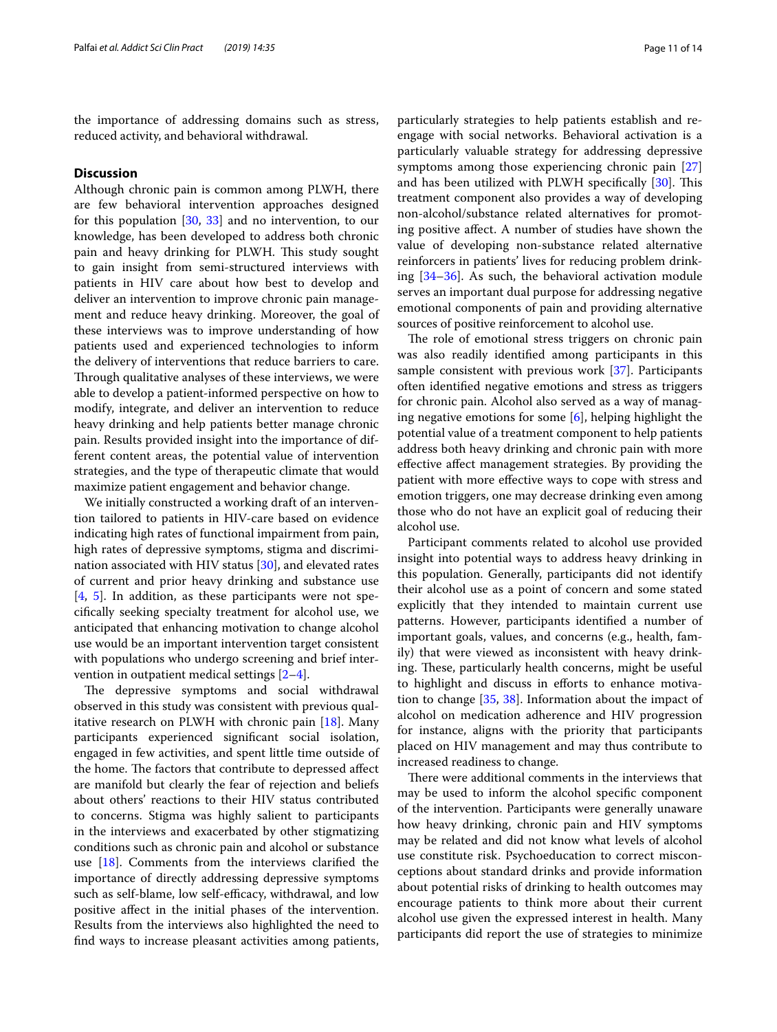the importance of addressing domains such as stress, reduced activity, and behavioral withdrawal.

## Discussion

Although chronic pain is common among PLWH, there are few behavioral intervention approaches designed for this population [30, 33] and no intervention, to our knowledge, has been developed to address both chronic pain and heavy drinking for PLWH. This study sought to gain insight from semi-structured interviews with patients in HIV care about how best to develop and deliver an intervention to improve chronic pain management and reduce heavy drinking. Moreover, the goal of these interviews was to improve understanding of how patients used and experienced technologies to inform the delivery of interventions that reduce barriers to care. Through qualitative analyses of these interviews, we were able to develop a patient-informed perspective on how to modify, integrate, and deliver an intervention to reduce heavy drinking and help patients better manage chronic pain. Results provided insight into the importance of different content areas, the potential value of intervention strategies, and the type of therapeutic climate that would maximize patient engagement and behavior change.

We initially constructed a working draft of an intervention tailored to patients in HIV-care based on evidence indicating high rates of functional impairment from pain, high rates of depressive symptoms, stigma and discrimination associated with HIV status [30], and elevated rates of current and prior heavy drinking and substance use [4, 5]. In addition, as these participants were not specifically seeking specialty treatment for alcohol use, we anticipated that enhancing motivation to change alcohol use would be an important intervention target consistent with populations who undergo screening and brief intervention in outpatient medical settings [2–4].

The depressive symptoms and social withdrawal observed in this study was consistent with previous qualitative research on PLWH with chronic pain [18]. Many participants experienced significant social isolation, engaged in few activities, and spent little time outside of the home. The factors that contribute to depressed affect are manifold but clearly the fear of rejection and beliefs about others' reactions to their HIV status contributed to concerns. Stigma was highly salient to participants in the interviews and exacerbated by other stigmatizing conditions such as chronic pain and alcohol or substance use [18]. Comments from the interviews clarified the importance of directly addressing depressive symptoms such as self-blame, low self-efficacy, withdrawal, and low positive affect in the initial phases of the intervention. Results from the interviews also highlighted the need to find ways to increase pleasant activities among patients, particularly strategies to help patients establish and re-engage with social networks. Behavioral activation is a particularly valuable strategy for addressing depressive symptoms among those experiencing chronic pain [27] and has been utilized with PLWH specifically [30]. This treatment component also provides a way of developing non-alcohol/substance related alternatives for promoting positive affect. A number of studies have shown the value of developing non-substance related alternative reinforcers in patients' lives for reducing problem drinking [34–36]. As such, the behavioral activation module serves an important dual purpose for addressing negative emotional components of pain and providing alternative sources of positive reinforcement to alcohol use.

The role of emotional stress triggers on chronic pain was also readily identified among participants in this sample consistent with previous work [37]. Participants often identified negative emotions and stress as triggers for chronic pain. Alcohol also served as a way of managing negative emotions for some [6], helping highlight the potential value of a treatment component to help patients address both heavy drinking and chronic pain with more effective affect management strategies. By providing the patient with more effective ways to cope with stress and emotion triggers, one may decrease drinking even among those who do not have an explicit goal of reducing their alcohol use.

Participant comments related to alcohol use provided insight into potential ways to address heavy drinking in this population. Generally, participants did not identify their alcohol use as a point of concern and some stated explicitly that they intended to maintain current use patterns. However, participants identified a number of important goals, values, and concerns (e.g., health, family) that were viewed as inconsistent with heavy drinking. These, particularly health concerns, might be useful to highlight and discuss in efforts to enhance motivation to change [35, 38]. Information about the impact of alcohol on medication adherence and HIV progression for instance, aligns with the priority that participants placed on HIV management and may thus contribute to increased readiness to change.

There were additional comments in the interviews that may be used to inform the alcohol specific component of the intervention. Participants were generally unaware how heavy drinking, chronic pain and HIV symptoms may be related and did not know what levels of alcohol use constitute risk. Psychoeducation to correct misconceptions about standard drinks and provide information about potential risks of drinking to health outcomes may encourage patients to think more about their current alcohol use given the expressed interest in health. Many participants did report the use of strategies to minimize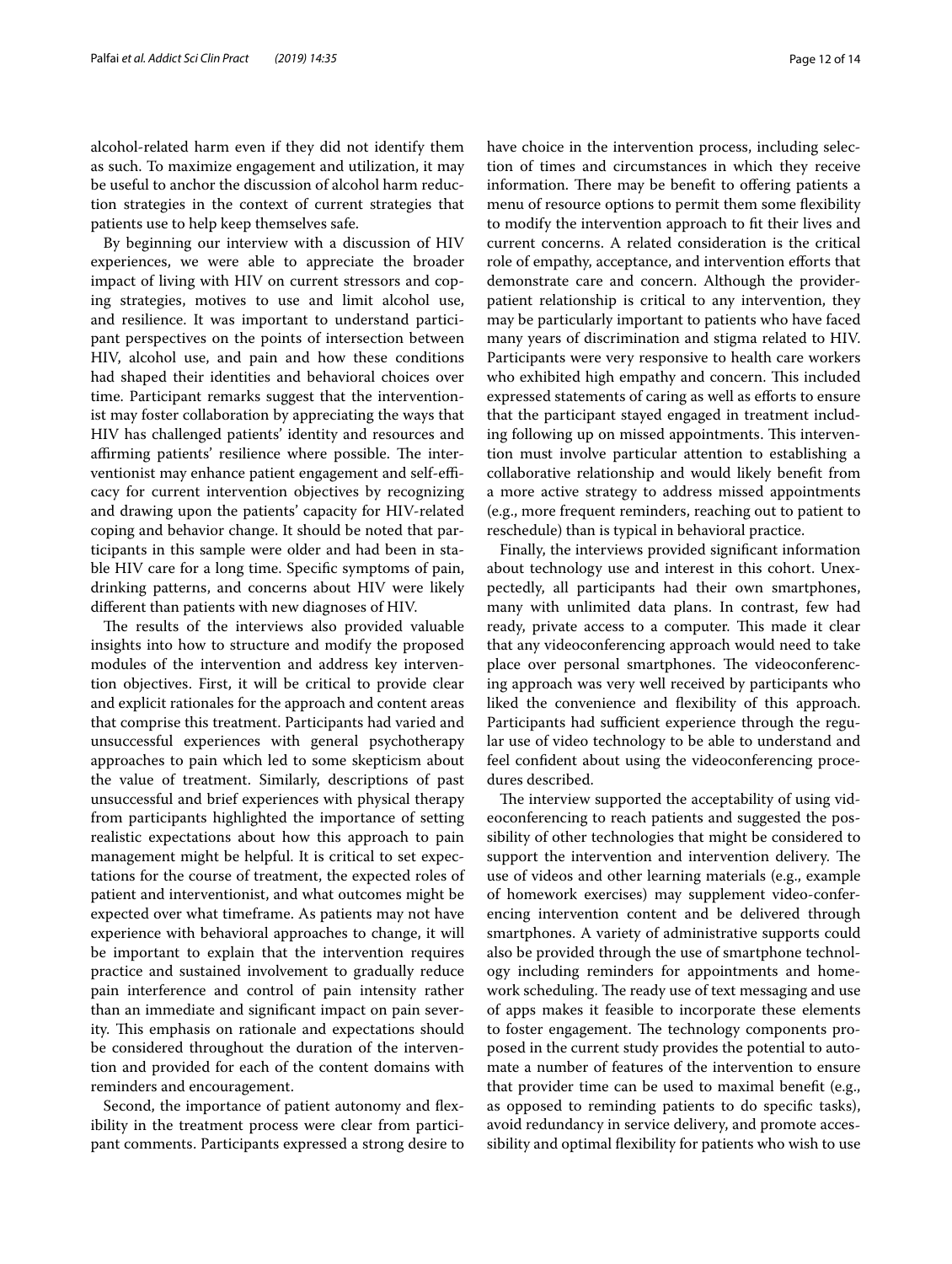alcohol-related harm even if they did not identify them as such. To maximize engagement and utilization, it may be useful to anchor the discussion of alcohol harm reduction strategies in the context of current strategies that patients use to help keep themselves safe.

By beginning our interview with a discussion of HIV experiences, we were able to appreciate the broader impact of living with HIV on current stressors and coping strategies, motives to use and limit alcohol use, and resilience. It was important to understand participant perspectives on the points of intersection between HIV, alcohol use, and pain and how these conditions had shaped their identities and behavioral choices over time. Participant remarks suggest that the interventionist may foster collaboration by appreciating the ways that HIV has challenged patients' identity and resources and affirming patients' resilience where possible. The interventionist may enhance patient engagement and self-efficacy for current intervention objectives by recognizing and drawing upon the patients' capacity for HIV-related coping and behavior change. It should be noted that participants in this sample were older and had been in stable HIV care for a long time. Specific symptoms of pain, drinking patterns, and concerns about HIV were likely different than patients with new diagnoses of HIV.

The results of the interviews also provided valuable insights into how to structure and modify the proposed modules of the intervention and address key intervention objectives. First, it will be critical to provide clear and explicit rationales for the approach and content areas that comprise this treatment. Participants had varied and unsuccessful experiences with general psychotherapy approaches to pain which led to some skepticism about the value of treatment. Similarly, descriptions of past unsuccessful and brief experiences with physical therapy from participants highlighted the importance of setting realistic expectations about how this approach to pain management might be helpful. It is critical to set expectations for the course of treatment, the expected roles of patient and interventionist, and what outcomes might be expected over what timeframe. As patients may not have experience with behavioral approaches to change, it will be important to explain that the intervention requires practice and sustained involvement to gradually reduce pain interference and control of pain intensity rather than an immediate and significant impact on pain severity. This emphasis on rationale and expectations should be considered throughout the duration of the intervention and provided for each of the content domains with reminders and encouragement.

Second, the importance of patient autonomy and flexibility in the treatment process were clear from participant comments. Participants expressed a strong desire to have choice in the intervention process, including selection of times and circumstances in which they receive information. There may be benefit to offering patients a menu of resource options to permit them some flexibility to modify the intervention approach to fit their lives and current concerns. A related consideration is the critical role of empathy, acceptance, and intervention efforts that demonstrate care and concern. Although the provider-patient relationship is critical to any intervention, they may be particularly important to patients who have faced many years of discrimination and stigma related to HIV. Participants were very responsive to health care workers who exhibited high empathy and concern. This included expressed statements of caring as well as efforts to ensure that the participant stayed engaged in treatment including following up on missed appointments. This intervention must involve particular attention to establishing a collaborative relationship and would likely benefit from a more active strategy to address missed appointments (e.g., more frequent reminders, reaching out to patient to reschedule) than is typical in behavioral practice.

Finally, the interviews provided significant information about technology use and interest in this cohort. Unexpectedly, all participants had their own smartphones, many with unlimited data plans. In contrast, few had ready, private access to a computer. This made it clear that any videoconferencing approach would need to take place over personal smartphones. The videoconferencing approach was very well received by participants who liked the convenience and flexibility of this approach. Participants had sufficient experience through the regular use of video technology to be able to understand and feel confident about using the videoconferencing procedures described.

The interview supported the acceptability of using videoconferencing to reach patients and suggested the possibility of other technologies that might be considered to support the intervention and intervention delivery. The use of videos and other learning materials (e.g., example of homework exercises) may supplement video-conferencing intervention content and be delivered through smartphones. A variety of administrative supports could also be provided through the use of smartphone technology including reminders for appointments and homework scheduling. The ready use of text messaging and use of apps makes it feasible to incorporate these elements to foster engagement. The technology components proposed in the current study provides the potential to automate a number of features of the intervention to ensure that provider time can be used to maximal benefit (e.g., as opposed to reminding patients to do specific tasks), avoid redundancy in service delivery, and promote accessibility and optimal flexibility for patients who wish to use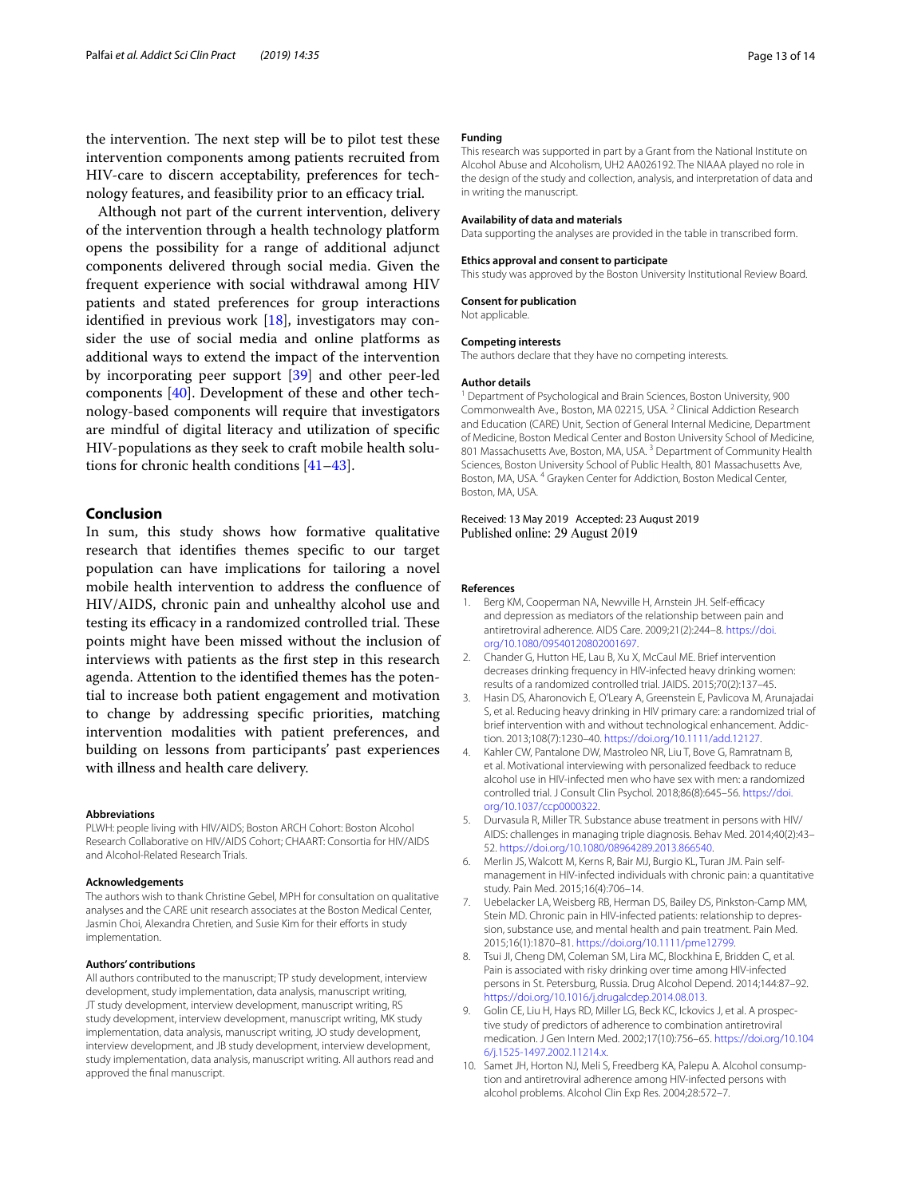the intervention. The next step will be to pilot test these intervention components among patients recruited from HIV-care to discern acceptability, preferences for technology features, and feasibility prior to an efficacy trial.

Although not part of the current intervention, delivery of the intervention through a health technology platform opens the possibility for a range of additional adjunct components delivered through social media. Given the frequent experience with social withdrawal among HIV patients and stated preferences for group interactions identified in previous work [18], investigators may consider the use of social media and online platforms as additional ways to extend the impact of the intervention by incorporating peer support [39] and other peer-led components [40]. Development of these and other technology-based components will require that investigators are mindful of digital literacy and utilization of specific HIV-populations as they seek to craft mobile health solutions for chronic health conditions [41–43].

## Conclusion

In sum, this study shows how formative qualitative research that identifies themes specific to our target population can have implications for tailoring a novel mobile health intervention to address the confluence of HIV/AIDS, chronic pain and unhealthy alcohol use and testing its efficacy in a randomized controlled trial. These points might have been missed without the inclusion of interviews with patients as the first step in this research agenda. Attention to the identified themes has the potential to increase both patient engagement and motivation to change by addressing specific priorities, matching intervention modalities with patient preferences, and building on lessons from participants' past experiences with illness and health care delivery.

#### Abbreviations

PLWH: people living with HIV/AIDS; Boston ARCH Cohort: Boston Alcohol Research Collaborative on HIV/AIDS Cohort; CHAART: Consortia for HIV/AIDS and Alcohol-Related Research Trials.

#### Acknowledgements

The authors wish to thank Christine Gebel, MPH for consultation on qualitative analyses and the CARE unit research associates at the Boston Medical Center, Jasmin Choi, Alexandra Chretien, and Susie Kim for their efforts in study implementation.

#### Authors' contributions

All authors contributed to the manuscript; TP study development, interview development, study implementation, data analysis, manuscript writing, JT study development, interview development, manuscript writing, RS study development, interview development, manuscript writing, MK study implementation, data analysis, manuscript writing, JO study development, interview development, and JB study development, interview development, study implementation, data analysis, manuscript writing. All authors read and approved the final manuscript.

#### Funding

This research was supported in part by a Grant from the National Institute on Alcohol Abuse and Alcoholism, UH2 AA026192. The NIAAA played no role in the design of the study and collection, analysis, and interpretation of data and in writing the manuscript.

#### Availability of data and materials

Data supporting the analyses are provided in the table in transcribed form.

#### Ethics approval and consent to participate

This study was approved by the Boston University Institutional Review Board.

#### Consent for publication

Not applicable.

#### Competing interests

The authors declare that they have no competing interests.

#### Author details

[1] Department of Psychological and Brain Sciences, Boston University, 900 Commonwealth Ave., Boston, MA 02215, USA. [2] Clinical Addiction Research and Education (CARE) Unit, Section of General Internal Medicine, Department of Medicine, Boston Medical Center and Boston University School of Medicine, 801 Massachusetts Ave, Boston, MA, USA. [3] Department of Community Health Sciences, Boston University School of Public Health, 801 Massachusetts Ave, Boston, MA, USA. [4] Grayken Center for Addiction, Boston Medical Center, Boston, MA, USA.

Received: 13 May 2019 Accepted: 23 August 2019
Published online: 29 August 2019

#### References

1. Berg KM, Cooperman NA, Newville H, Arnstein JH. Self-efficacy and depression as mediators of the relationship between pain and antiretroviral adherence. AIDS Care. 2009;21(2):244–8. https://doi.org/10.1080/09540120802001697.
2. Chander G, Hutton HE, Lau B, Xu X, McCaul ME. Brief intervention decreases drinking frequency in HIV-infected heavy drinking women: results of a randomized controlled trial. JAIDS. 2015;70(2):137–45.
3. Hasin DS, Aharonovich E, O'Leary A, Greenstein E, Pavlicova M, Arunajadai S, et al. Reducing heavy drinking in HIV primary care: a randomized trial of brief intervention with and without technological enhancement. Addiction. 2013;108(7):1230–40. https://doi.org/10.1111/add.12127.
4. Kahler CW, Pantalone DW, Mastroleo NR, Liu T, Bove G, Ramratnam B, et al. Motivational interviewing with personalized feedback to reduce alcohol use in HIV-infected men who have sex with men: a randomized controlled trial. J Consult Clin Psychol. 2018;86(8):645–56. https://doi.org/10.1037/ccp0000322.
5. Durvasula R, Miller TR. Substance abuse treatment in persons with HIV/AIDS: challenges in managing triple diagnosis. Behav Med. 2014;40(2):43–52. https://doi.org/10.1080/08964289.2013.866540.
6. Merlin JS, Walcott M, Kerns R, Bair MJ, Burgio KL, Turan JM. Pain self-management in HIV-infected individuals with chronic pain: a quantitative study. Pain Med. 2015;16(4):706–14.
7. Uebelacker LA, Weisberg RB, Herman DS, Bailey DS, Pinkston-Camp MM, Stein MD. Chronic pain in HIV-infected patients: relationship to depression, substance use, and mental health and pain treatment. Pain Med. 2015;16(1):1870–81. https://doi.org/10.1111/pme12799.
8. Tsui JI, Cheng DM, Coleman SM, Lira MC, Blockhina E, Bridden C, et al. Pain is associated with risky drinking over time among HIV-infected persons in St. Petersburg, Russia. Drug Alcohol Depend. 2014;144:87–92. https://doi.org/10.1016/j.drugalcdep.2014.08.013.
9. Golin CE, Liu H, Hays RD, Miller LG, Beck KC, Ickovics J, et al. A prospective study of predictors of adherence to combination antiretroviral medication. J Gen Intern Med. 2002;17(10):756–65. https://doi.org/10.1046/j.1525-1497.2002.11214.x.
10. Samet JH, Horton NJ, Meli S, Freedberg KA, Palepu A. Alcohol consumption and antiretroviral adherence among HIV-infected persons with alcohol problems. Alcohol Clin Exp Res. 2004;28:572–7.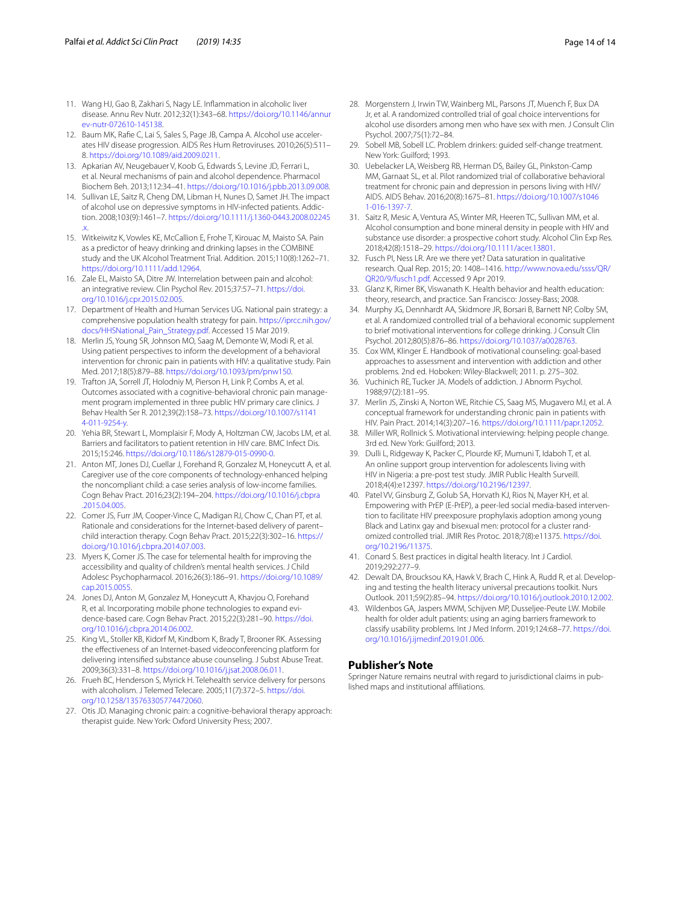11. Wang HJ, Gao B, Zakhari S, Nagy LE. Inflammation in alcoholic liver disease. Annu Rev Nutr. 2012;32(1):343–68. https://doi.org/10.1146/annurev-nutr-072610-145138.
12. Baum MK, Rafie C, Lai S, Sales S, Page JB, Campa A. Alcohol use accelerates HIV disease progression. AIDS Res Hum Retroviruses. 2010;26(5):511–8. https://doi.org/10.1089/aid.2009.0211.
13. Apkarian AV, Neugebauer V, Koob G, Edwards S, Levine JD, Ferrari L, et al. Neural mechanisms of pain and alcohol dependence. Pharmacol Biochem Beh. 2013;112:34–41. https://doi.org/10.1016/j.pbb.2013.09.008.
14. Sullivan LE, Saitz R, Cheng DM, Libman H, Nunes D, Samet JH. The impact of alcohol use on depressive symptoms in HIV-infected patients. Addiction. 2008;103(9):1461–7. https://doi.org/10.1111/j.1360-0443.2008.02245.x.
15. Witkeiwitz K, Vowles KE, McCallion E, Frohe T, Kirouac M, Maisto SA. Pain as a predictor of heavy drinking and drinking lapses in the COMBINE study and the UK Alcohol Treatment Trial. Addition. 2015;110(8):1262–71. https://doi.org/10.1111/add.12964.
16. Zale EL, Maisto SA, Ditre JW. Interrelation between pain and alcohol: an integrative review. Clin Psychol Rev. 2015;37:57–71. https://doi.org/10.1016/j.cpr.2015.02.005.
17. Department of Health and Human Services UG. National pain strategy: a comprehensive population health strategy for pain. https://iprcc.nih.gov/docs/HHSNational_Pain_Strategy.pdf. Accessed 15 Mar 2019.
18. Merlin JS, Young SR, Johnson MO, Saag M, Demonte W, Modi R, et al. Using patient perspectives to inform the development of a behavioral intervention for chronic pain in patients with HIV: a qualitative study. Pain Med. 2017;18(5):879–88. https://doi.org/10.1093/pm/pnw150.
19. Trafton JA, Sorrell JT, Holodniy M, Pierson H, Link P, Combs A, et al. Outcomes associated with a cognitive-behavioral chronic pain management program implemented in three public HIV primary care clinics. J Behav Health Ser R. 2012;39(2):158–73. https://doi.org/10.1007/s11414-011-9254-y.
20. Yehia BR, Stewart L, Momplaisir F, Mody A, Holtzman CW, Jacobs LM, et al. Barriers and facilitators to patient retention in HIV care. BMC Infect Dis. 2015;15:246. https://doi.org/10.1186/s12879-015-0990-0.
21. Anton MT, Jones DJ, Cuellar J, Forehand R, Gonzalez M, Honeycutt A, et al. Caregiver use of the core components of technology-enhanced helping the noncompliant child: a case series analysis of low-income families. Cogn Behav Pract. 2016;23(2):194–204. https://doi.org/10.1016/j.cbpra.2015.04.005.
22. Comer JS, Furr JM, Cooper-Vince C, Madigan RJ, Chow C, Chan PT, et al. Rationale and considerations for the Internet-based delivery of parent–child interaction therapy. Cogn Behav Pract. 2015;22(3):302–16. https://doi.org/10.1016/j.cbpra.2014.07.003.
23. Myers K, Comer JS. The case for telemental health for improving the accessibility and quality of children's mental health services. J Child Adolesc Psychopharmacol. 2016;26(3):186–91. https://doi.org/10.1089/cap.2015.0055.
24. Jones DJ, Anton M, Gonzalez M, Honeycutt A, Khavjou O, Forehand R, et al. Incorporating mobile phone technologies to expand evidence-based care. Cogn Behav Pract. 2015;22(3):281–90. https://doi.org/10.1016/j.cbpra.2014.06.002.
25. King VL, Stoller KB, Kidorf M, Kindbom K, Brady T, Brooner RK. Assessing the effectiveness of an Internet-based videoconferencing platform for delivering intensified substance abuse counseling. J Subst Abuse Treat. 2009;36(3):331–8. https://doi.org/10.1016/j.jsat.2008.06.011.
26. Frueh BC, Henderson S, Myrick H. Telehealth service delivery for persons with alcoholism. J Telemed Telecare. 2005;11(7):372–5. https://doi.org/10.1258/135763305774472060.
27. Otis JD. Managing chronic pain: a cognitive-behavioral therapy approach: therapist guide. New York: Oxford University Press; 2007.
28. Morgenstern J, Irwin TW, Wainberg ML, Parsons JT, Muench F, Bux DA Jr, et al. A randomized controlled trial of goal choice interventions for alcohol use disorders among men who have sex with men. J Consult Clin Psychol. 2007;75(1):72–84.
29. Sobell MB, Sobell LC. Problem drinkers: guided self-change treatment. New York: Guilford; 1993.
30. Uebelacker LA, Weisberg RB, Herman DS, Bailey GL, Pinkston-Camp MM, Garnaat SL, et al. Pilot randomized trial of collaborative behavioral treatment for chronic pain and depression in persons living with HIV/AIDS. AIDS Behav. 2016;20(8):1675–81. https://doi.org/10.1007/s10461-016-1397-7.
31. Saitz R, Mesic A, Ventura AS, Winter MR, Heeren TC, Sullivan MM, et al. Alcohol consumption and bone mineral density in people with HIV and substance use disorder: a prospective cohort study. Alcohol Clin Exp Res. 2018;42(8):1518–29. https://doi.org/10.1111/acer.13801.
32. Fusch PI, Ness LR. Are we there yet? Data saturation in qualitative research. Qual Rep. 2015; 20: 1408–1416. http://www.nova.edu/ssss/QR/QR20/9/fusch1.pdf. Accessed 9 Apr 2019.
33. Glanz K, Rimer BK, Viswanath K. Health behavior and health education: theory, research, and practice. San Francisco: Jossey-Bass; 2008.
34. Murphy JG, Dennhardt AA, Skidmore JR, Borsari B, Barnett NP, Colby SM, et al. A randomized controlled trial of a behavioral economic supplement to brief motivational interventions for college drinking. J Consult Clin Psychol. 2012;80(5):876–86. https://doi.org/10.1037/a0028763.
35. Cox WM, Klinger E. Handbook of motivational counseling: goal-based approaches to assessment and intervention with addiction and other problems. 2nd ed. Hoboken: Wiley-Blackwell; 2011. p. 275–302.
36. Vuchinich RE, Tucker JA. Models of addiction. J Abnorm Psychol. 1988;97(2):181–95.
37. Merlin JS, Zinski A, Norton WE, Ritchie CS, Saag MS, Mugavero MJ, et al. A conceptual framework for understanding chronic pain in patients with HIV. Pain Pract. 2014;14(3):207–16. https://doi.org/10.1111/papr.12052.
38. Miller WR, Rollnick S. Motivational interviewing: helping people change. 3rd ed. New York: Guilford; 2013.
39. Dulli L, Ridgeway K, Packer C, Plourde KF, Mumuni T, Idaboh T, et al. An online support group intervention for adolescents living with HIV in Nigeria: a pre-post test study. JMIR Public Health Surveill. 2018;4(4):e12397. https://doi.org/10.2196/12397.
40. Patel VV, Ginsburg Z, Golub SA, Horvath KJ, Rios N, Mayer KH, et al. Empowering with PrEP (E-PrEP), a peer-led social media-based intervention to facilitate HIV preexposure prophylaxis adoption among young Black and Latinx gay and bisexual men: protocol for a cluster randomized controlled trial. JMIR Res Protoc. 2018;7(8):e11375. https://doi.org/10.2196/11375.
41. Conard S. Best practices in digital health literacy. Int J Cardiol. 2019;292:277–9.
42. Dewalt DA, Broucksou KA, Hawk V, Brach C, Hink A, Rudd R, et al. Developing and testing the health literacy universal precautions toolkit. Nurs Outlook. 2011;59(2):85–94. https://doi.org/10.1016/j.outlook.2010.12.002.
43. Wildenbos GA, Jaspers MWM, Schijven MP, Dusseljee-Peute LW. Mobile health for older adult patients: using an aging barriers framework to classify usability problems. Int J Med Inform. 2019;124:68–77. https://doi.org/10.1016/j.ijmedinf.2019.01.006.

## Publisher's Note

Springer Nature remains neutral with regard to jurisdictional claims in published maps and institutional affiliations.